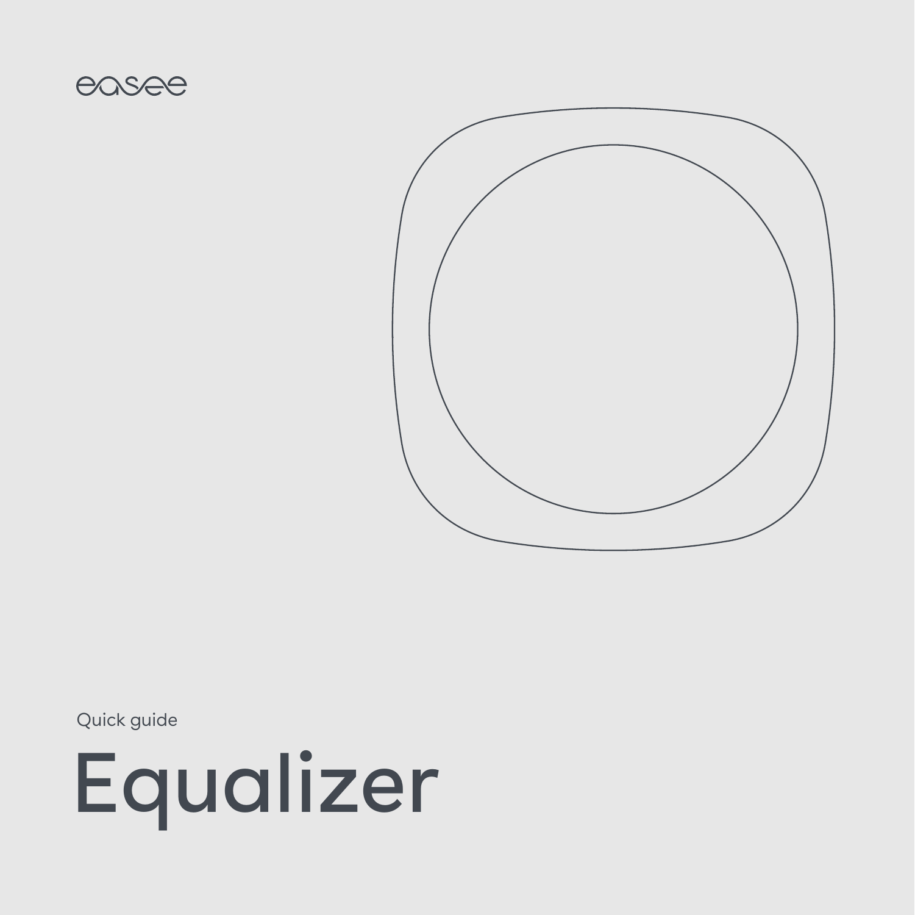easee

Quick guide

# Equalizer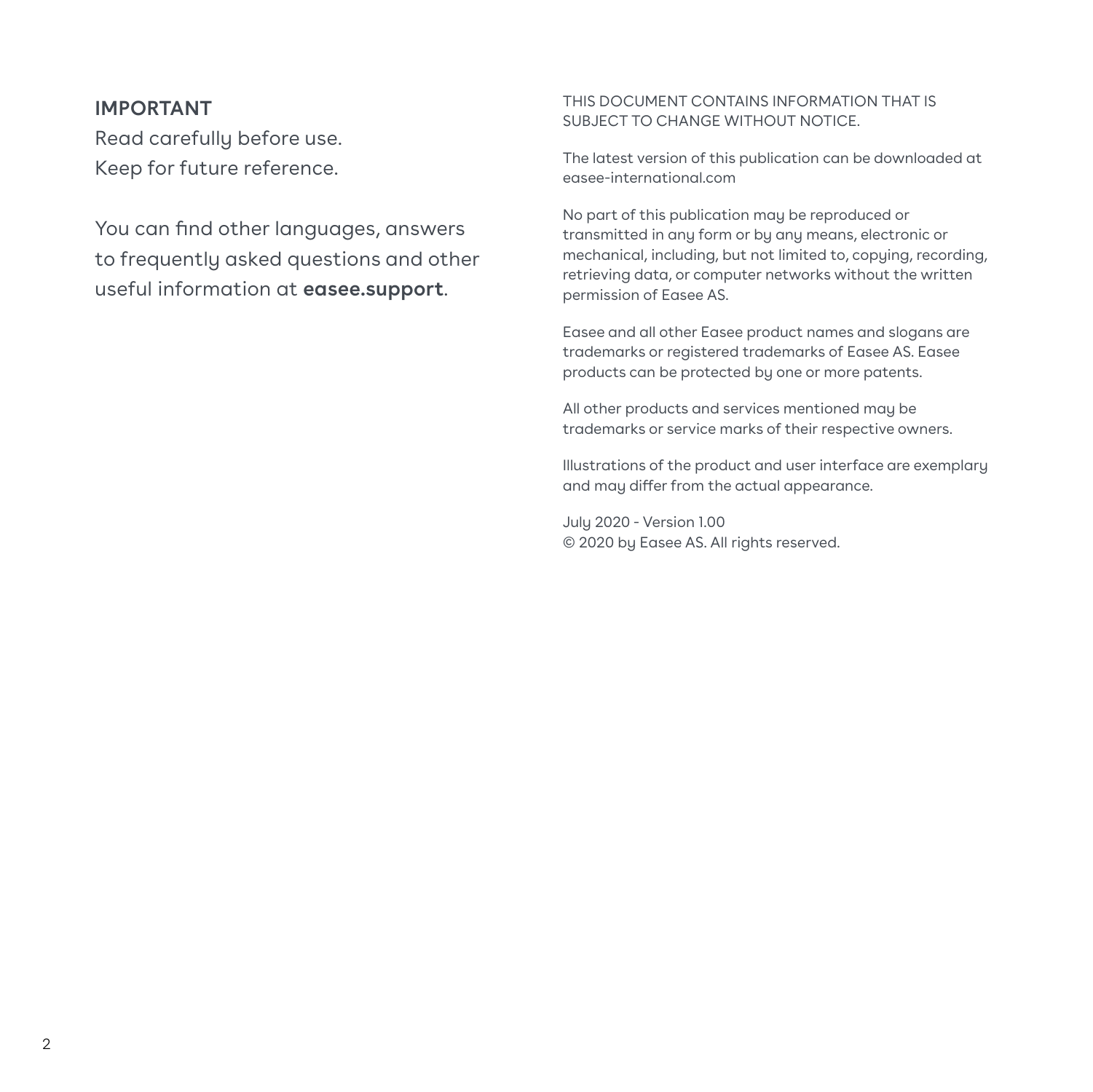**IMPORTANT**

Read carefully before use.
Keep for future reference.

You can find other languages, answers to frequently asked questions and other useful information at **easee.support**.

THIS DOCUMENT CONTAINS INFORMATION THAT IS SUBJECT TO CHANGE WITHOUT NOTICE.

The latest version of this publication can be downloaded at easee-international.com

No part of this publication may be reproduced or transmitted in any form or by any means, electronic or mechanical, including, but not limited to, copying, recording, retrieving data, or computer networks without the written permission of Easee AS.

Easee and all other Easee product names and slogans are trademarks or registered trademarks of Easee AS. Easee products can be protected by one or more patents.

All other products and services mentioned may be trademarks or service marks of their respective owners.

Illustrations of the product and user interface are exemplary and may differ from the actual appearance.

July 2020 - Version 1.00
© 2020 by Easee AS. All rights reserved.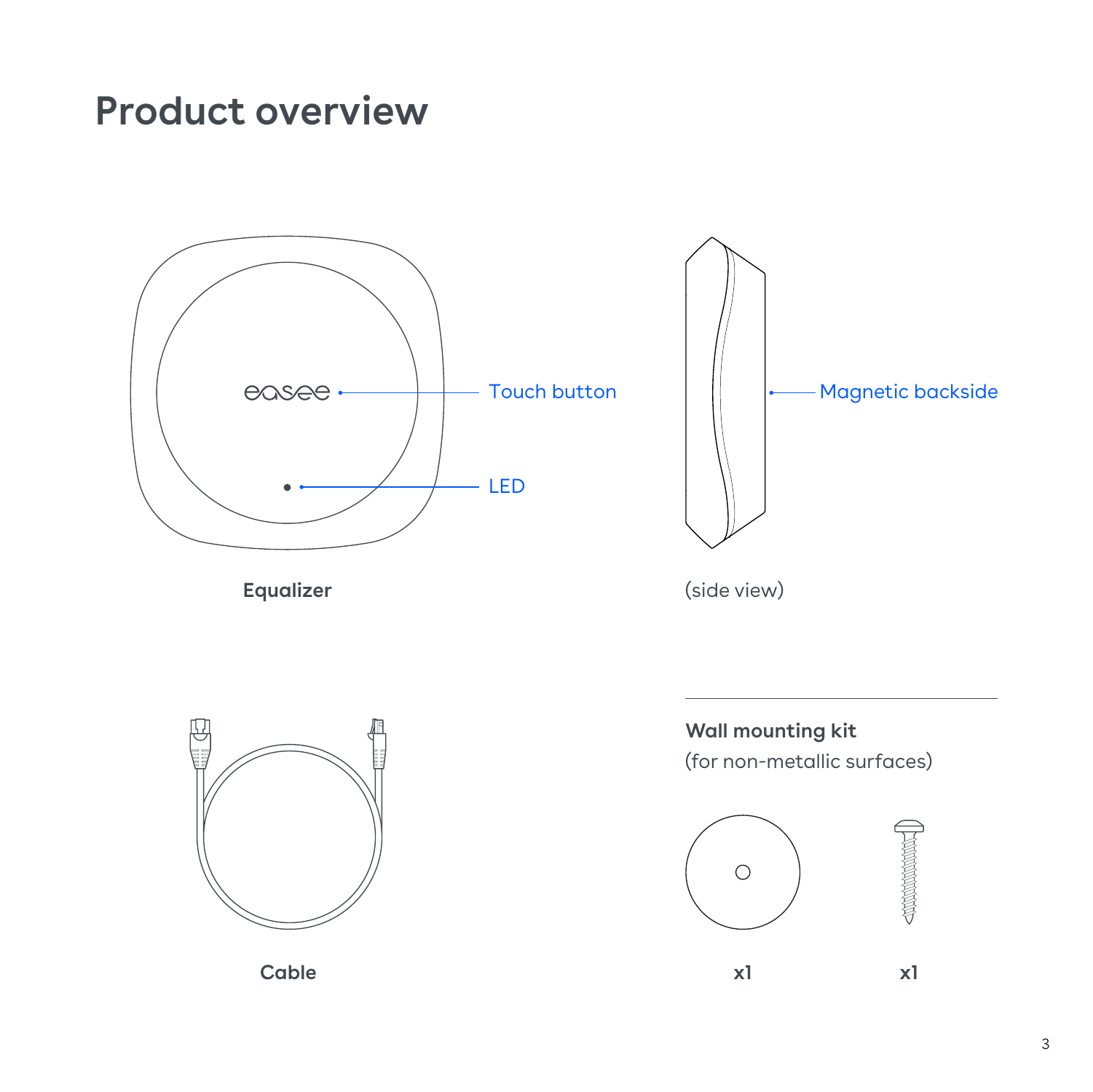# Product overview

Touch button

LED

Equalizer

Magnetic backside

(side view)

Cable

**Wall mounting kit**

(for non-metallic surfaces)

x1

x1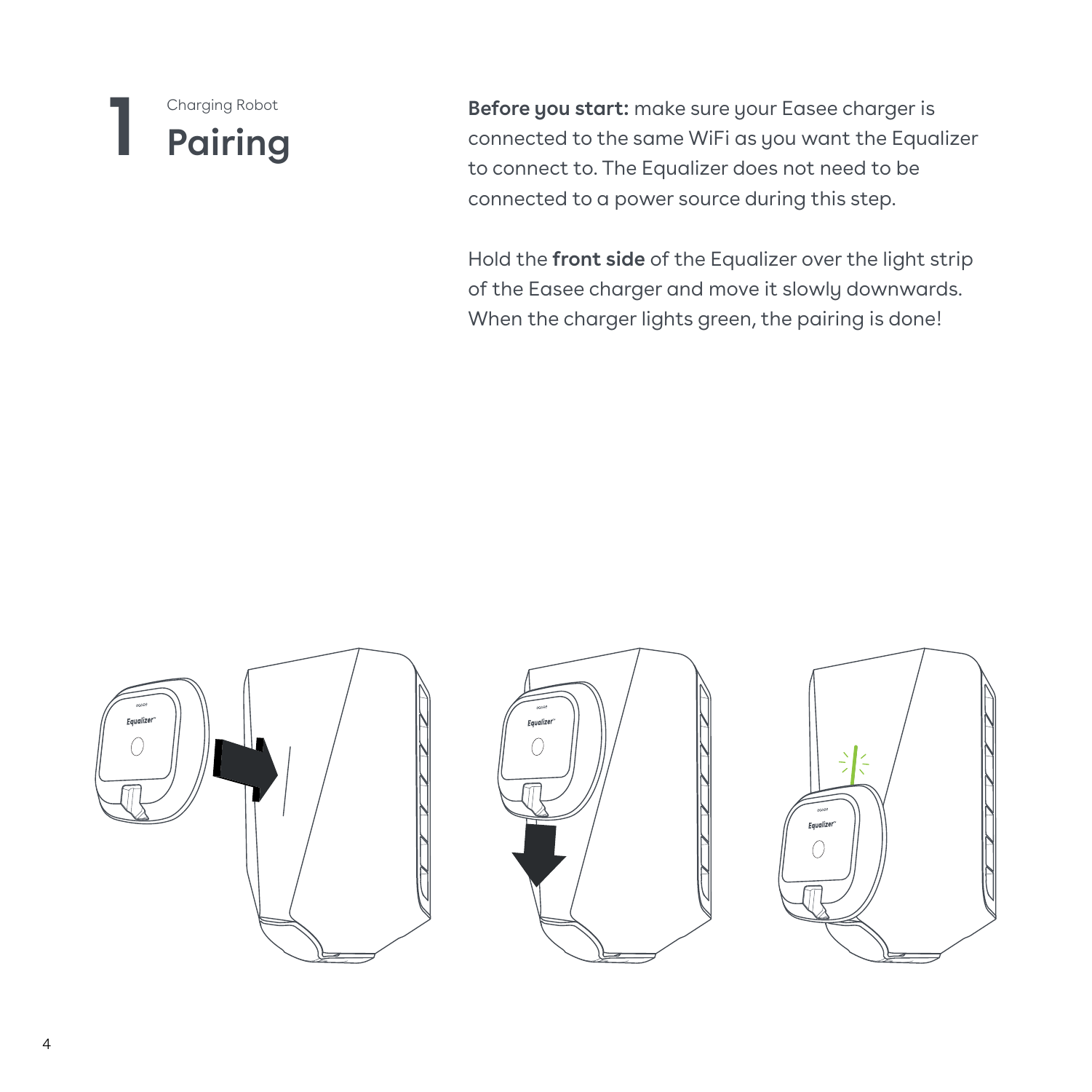# 1 Charging Robot Pairing

**Before you start:** make sure your Easee charger is connected to the same WiFi as you want the Equalizer to connect to. The Equalizer does not need to be connected to a power source during this step.

Hold the **front side** of the Equalizer over the light strip of the Easee charger and move it slowly downwards. When the charger lights green, the pairing is done!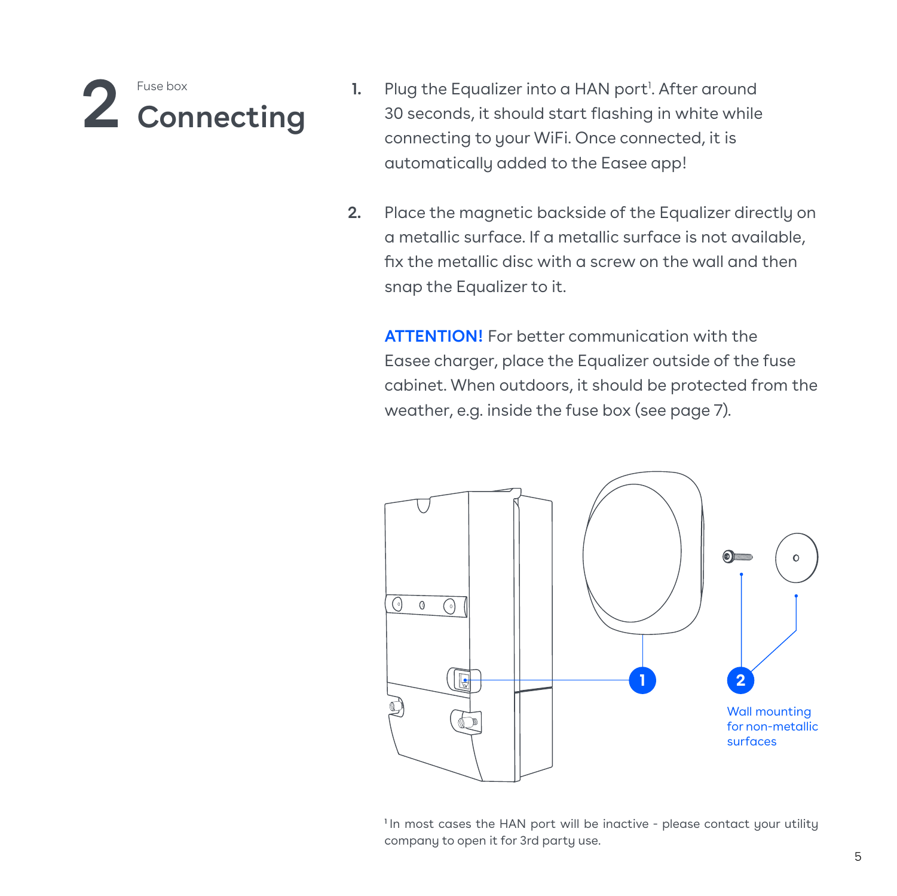# 2 Fuse box
## Connecting

1. Plug the Equalizer into a HAN port[1]. After around 30 seconds, it should start flashing in white while connecting to your WiFi. Once connected, it is automatically added to the Easee app!

2. Place the magnetic backside of the Equalizer directly on a metallic surface. If a metallic surface is not available, fix the metallic disc with a screw on the wall and then snap the Equalizer to it.

   **ATTENTION!** For better communication with the Easee charger, place the Equalizer outside of the fuse cabinet. When outdoors, it should be protected from the weather, e.g. inside the fuse box (see page 7).

1

2

Wall mounting for non-metallic surfaces

[1] In most cases the HAN port will be inactive - please contact your utility company to open it for 3rd party use.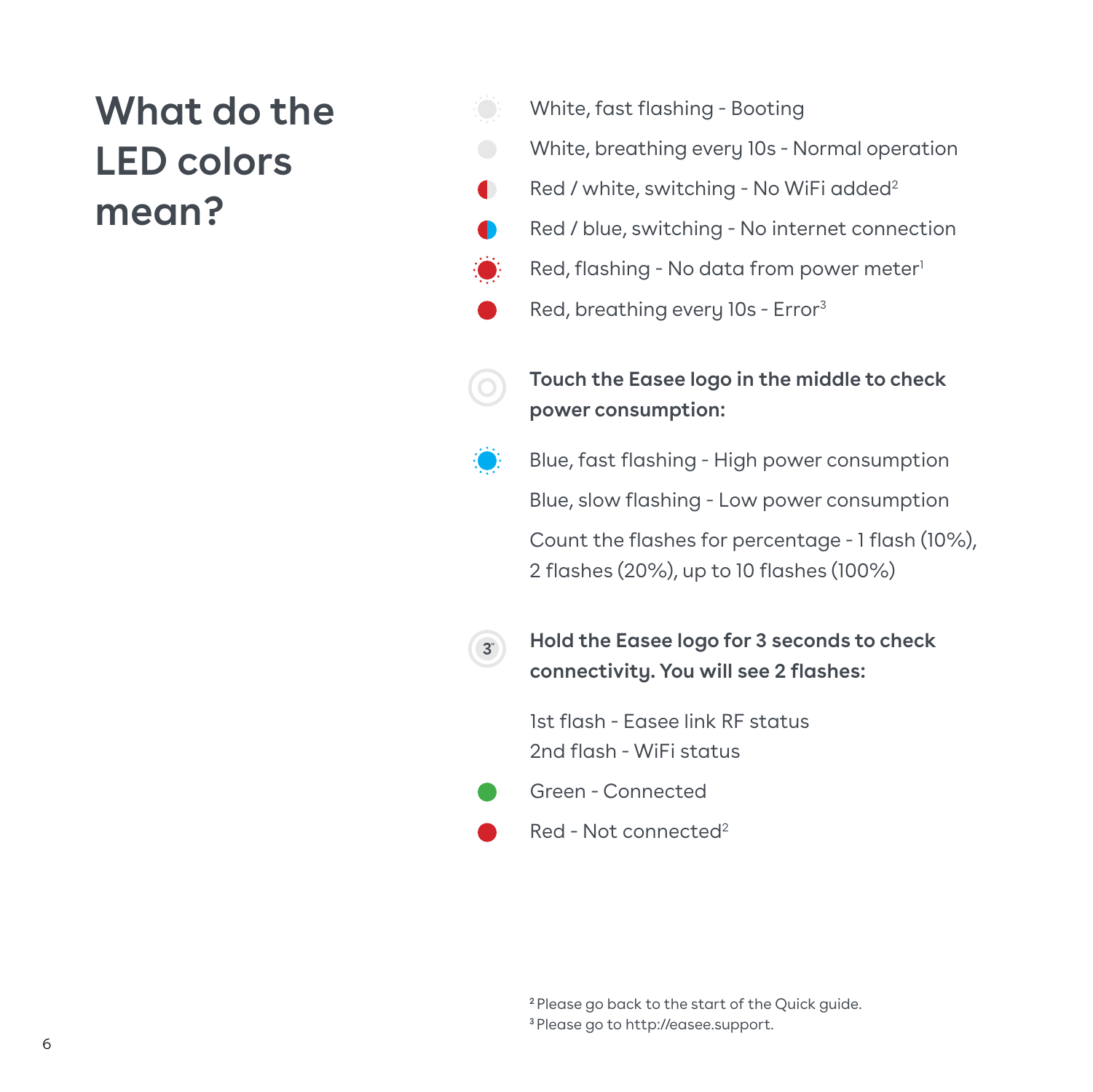# What do the LED colors mean?

White, fast flashing - Booting

White, breathing every 10s - Normal operation

Red / white, switching - No WiFi added[2]

Red / blue, switching - No internet connection

Red, flashing - No data from power meter[1]

Red, breathing every 10s - Error[3]

**Touch the Easee logo in the middle to check power consumption:**

Blue, fast flashing - High power consumption

Blue, slow flashing - Low power consumption

Count the flashes for percentage - 1 flash (10%), 2 flashes (20%), up to 10 flashes (100%)

**Hold the Easee logo for 3 seconds to check connectivity. You will see 2 flashes:**

1st flash - Easee link RF status
2nd flash - WiFi status

Green - Connected

Red - Not connected[2]

[2] Please go back to the start of the Quick guide.
[3] Please go to http://easee.support.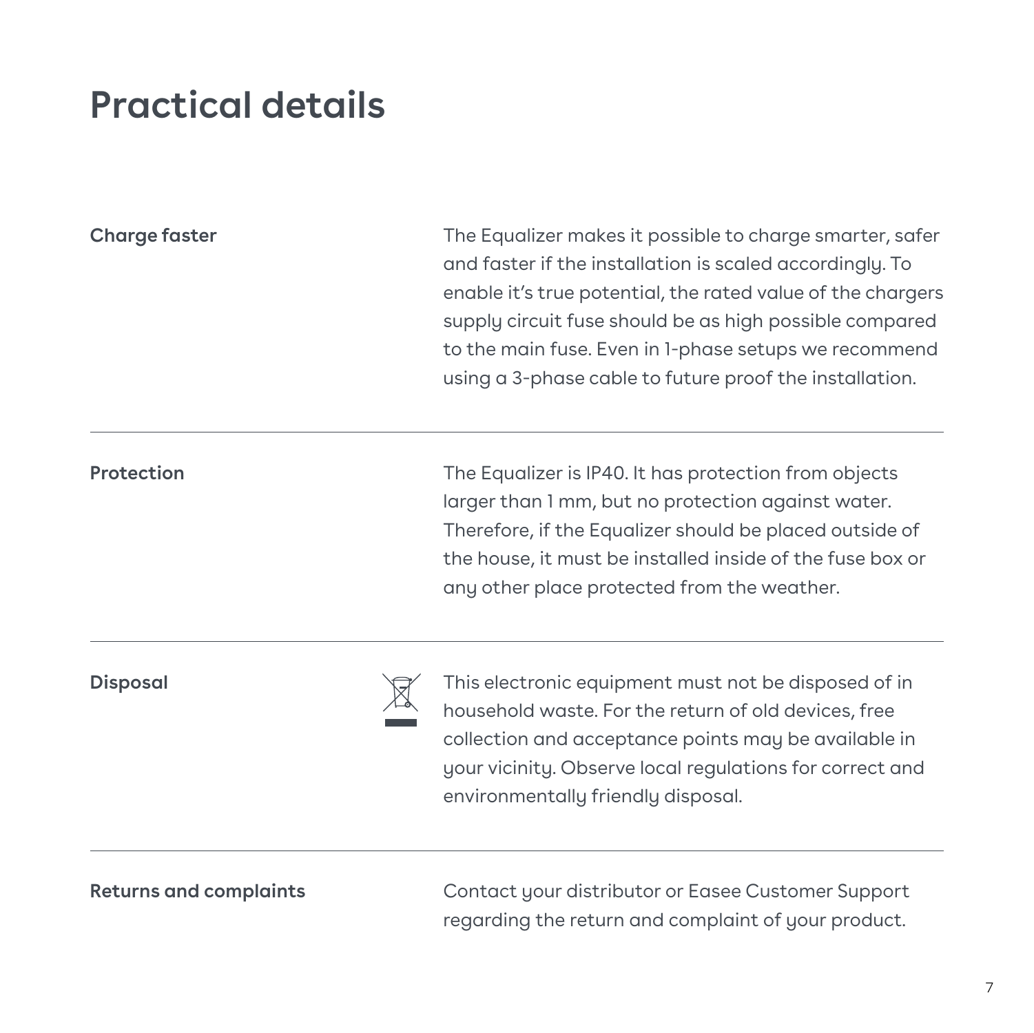# Practical details

**Charge faster**

The Equalizer makes it possible to charge smarter, safer and faster if the installation is scaled accordingly. To enable it's true potential, the rated value of the chargers supply circuit fuse should be as high possible compared to the main fuse. Even in 1-phase setups we recommend using a 3-phase cable to future proof the installation.

---

**Protection**

The Equalizer is IP40. It has protection from objects larger than 1 mm, but no protection against water. Therefore, if the Equalizer should be placed outside of the house, it must be installed inside of the fuse box or any other place protected from the weather.

---

**Disposal**

This electronic equipment must not be disposed of in household waste. For the return of old devices, free collection and acceptance points may be available in your vicinity. Observe local regulations for correct and environmentally friendly disposal.

---

**Returns and complaints**

Contact your distributor or Easee Customer Support regarding the return and complaint of your product.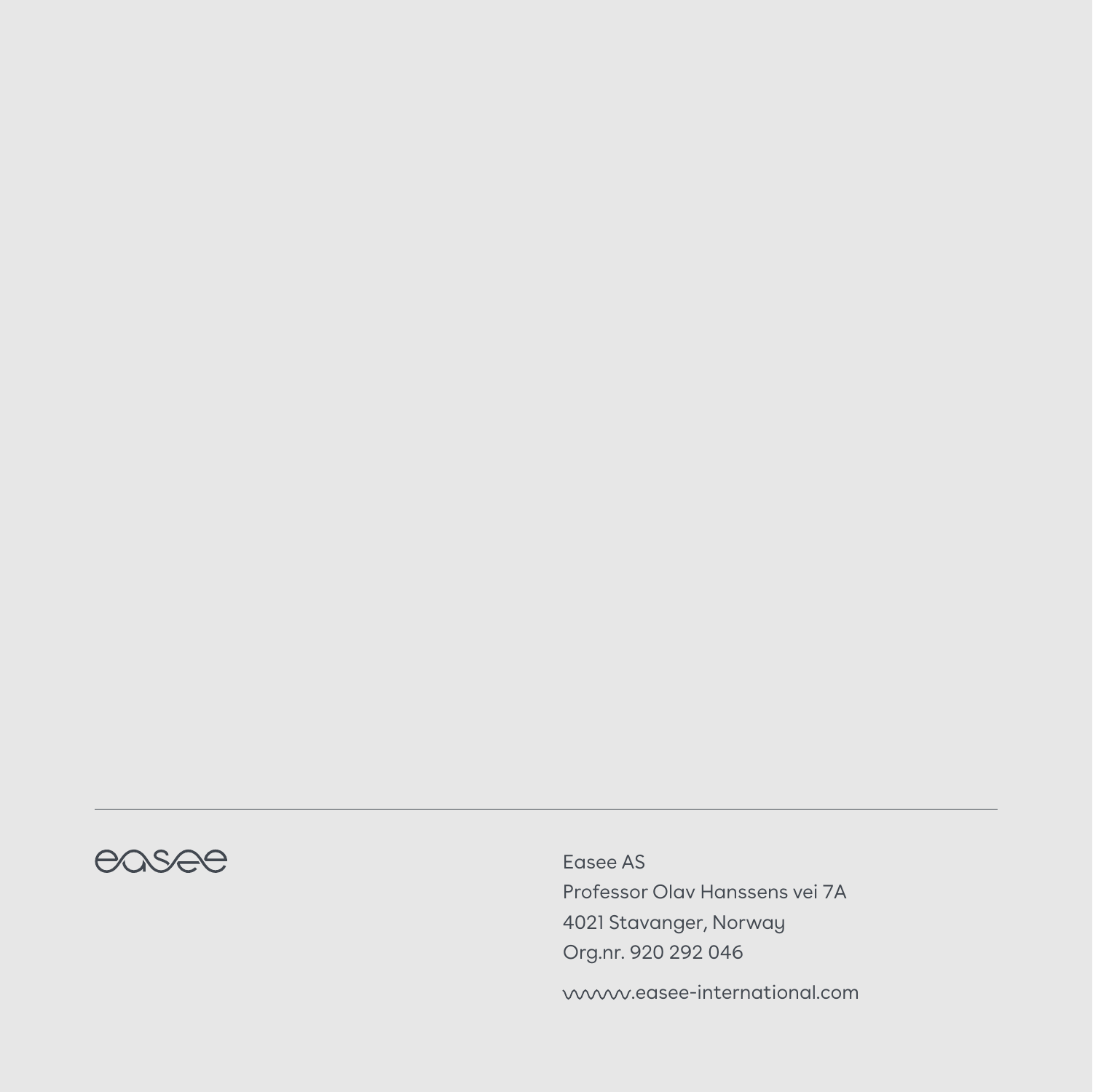easee

Easee AS
Professor Olav Hanssens vei 7A
4021 Stavanger, Norway
Org.nr. 920 292 046

www.easee-international.com